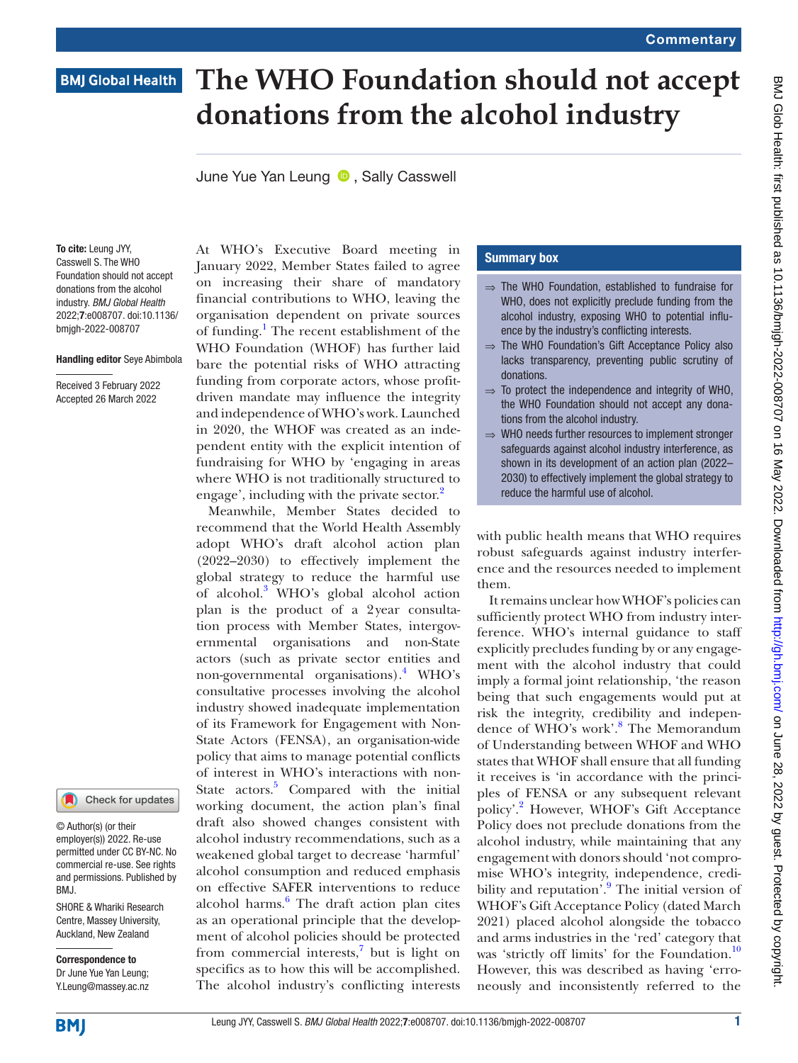# The WHO Foundation should not accept donations from the alcohol industry

June Yue Yan Leung, Sally Casswell

**To cite:** Leung JYY, Casswell S. The WHO Foundation should not accept donations from the alcohol industry. *BMJ Global Health* 2022;**7**:e008707. doi:10.1136/bmjgh-2022-008707

**Handling editor** Seye Abimbola

Received 3 February 2022
Accepted 26 March 2022

© Author(s) (or their employer(s)) 2022. Re-use permitted under CC BY-NC. No commercial re-use. See rights and permissions. Published by BMJ.

SHORE & Whariki Research Centre, Massey University, Auckland, New Zealand

**Correspondence to**
Dr June Yue Yan Leung; Y.Leung@massey.ac.nz

At WHO's Executive Board meeting in January 2022, Member States failed to agree on increasing their share of mandatory financial contributions to WHO, leaving the organisation dependent on private sources of funding.[1] The recent establishment of the WHO Foundation (WHOF) has further laid bare the potential risks of WHO attracting funding from corporate actors, whose profit-driven mandate may influence the integrity and independence of WHO's work. Launched in 2020, the WHOF was created as an independent entity with the explicit intention of fundraising for WHO by 'engaging in areas where WHO is not traditionally structured to engage', including with the private sector.[2]

Meanwhile, Member States decided to recommend that the World Health Assembly adopt WHO's draft alcohol action plan (2022–2030) to effectively implement the global strategy to reduce the harmful use of alcohol.[3] WHO's global alcohol action plan is the product of a 2year consultation process with Member States, intergovernmental organisations and non-State actors (such as private sector entities and non-governmental organisations).[4] WHO's consultative processes involving the alcohol industry showed inadequate implementation of its Framework for Engagement with Non-State Actors (FENSA), an organisation-wide policy that aims to manage potential conflicts of interest in WHO's interactions with non-State actors.[5] Compared with the initial working document, the action plan's final draft also showed changes consistent with alcohol industry recommendations, such as a weakened global target to decrease 'harmful' alcohol consumption and reduced emphasis on effective SAFER interventions to reduce alcohol harms.[6] The draft action plan cites as an operational principle that the development of alcohol policies should be protected from commercial interests,[7] but is light on specifics as to how this will be accomplished. The alcohol industry's conflicting interests

> **Summary box**
>
> - The WHO Foundation, established to fundraise for WHO, does not explicitly preclude funding from the alcohol industry, exposing WHO to potential influence by the industry's conflicting interests.
> - The WHO Foundation's Gift Acceptance Policy also lacks transparency, preventing public scrutiny of donations.
> - To protect the independence and integrity of WHO, the WHO Foundation should not accept any donations from the alcohol industry.
> - WHO needs further resources to implement stronger safeguards against alcohol industry interference, as shown in its development of an action plan (2022–2030) to effectively implement the global strategy to reduce the harmful use of alcohol.

with public health means that WHO requires robust safeguards against industry interference and the resources needed to implement them.

It remains unclear how WHOF's policies can sufficiently protect WHO from industry interference. WHO's internal guidance to staff explicitly precludes funding by or any engagement with the alcohol industry that could imply a formal joint relationship, 'the reason being that such engagements would put at risk the integrity, credibility and independence of WHO's work'.[8] The Memorandum of Understanding between WHOF and WHO states that WHOF shall ensure that all funding it receives is 'in accordance with the principles of FENSA or any subsequent relevant policy'.[2] However, WHOF's Gift Acceptance Policy does not preclude donations from the alcohol industry, while maintaining that any engagement with donors should 'not compromise WHO's integrity, independence, credibility and reputation'.[9] The initial version of WHOF's Gift Acceptance Policy (dated March 2021) placed alcohol alongside the tobacco and arms industries in the 'red' category that was 'strictly off limits' for the Foundation.[10] However, this was described as having 'erroneously and inconsistently referred to the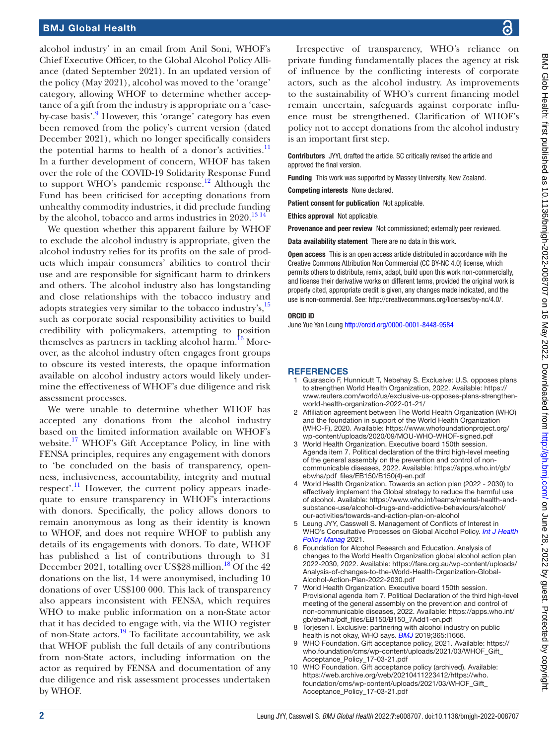alcohol industry' in an email from Anil Soni, WHOF's Chief Executive Officer, to the Global Alcohol Policy Alliance (dated September 2021). In an updated version of the policy (May 2021), alcohol was moved to the 'orange' category, allowing WHOF to determine whether acceptance of a gift from the industry is appropriate on a 'case-by-case basis'.[9] However, this 'orange' category has even been removed from the policy's current version (dated December 2021), which no longer specifically considers the potential harms to health of a donor's activities.[11] In a further development of concern, WHOF has taken over the role of the COVID-19 Solidarity Response Fund to support WHO's pandemic response.[12] Although the Fund has been criticised for accepting donations from unhealthy commodity industries, it did preclude funding by the alcohol, tobacco and arms industries in 2020.[13 14]

We question whether this apparent failure by WHOF to exclude the alcohol industry is appropriate, given the alcohol industry relies for its profits on the sale of products which impair consumers' abilities to control their use and are responsible for significant harm to drinkers and others. The alcohol industry also has longstanding and close relationships with the tobacco industry and adopts strategies very similar to the tobacco industry's,[15] such as corporate social responsibility activities to build credibility with policymakers, attempting to position themselves as partners in tackling alcohol harm.[16] Moreover, as the alcohol industry often engages front groups to obscure its vested interests, the opaque information available on alcohol industry actors would likely undermine the effectiveness of WHOF's due diligence and risk assessment processes.

We were unable to determine whether WHOF has accepted any donations from the alcohol industry based on the limited information available on WHOF's website.[17] WHOF's Gift Acceptance Policy, in line with FENSA principles, requires any engagement with donors to 'be concluded on the basis of transparency, openness, inclusiveness, accountability, integrity and mutual respect'.[11] However, the current policy appears inadequate to ensure transparency in WHOF's interactions with donors. Specifically, the policy allows donors to remain anonymous as long as their identity is known to WHOF, and does not require WHOF to publish any details of its engagements with donors. To date, WHOF has published a list of contributions through to 31 December 2021, totalling over US$28 million.[18] Of the 42 donations on the list, 14 were anonymised, including 10 donations of over US$100 000. This lack of transparency also appears inconsistent with FENSA, which requires WHO to make public information on a non-State actor that it has decided to engage with, via the WHO register of non-State actors.[19] To facilitate accountability, we ask that WHOF publish the full details of any contributions from non-State actors, including information on the actor as required by FENSA and documentation of any due diligence and risk assessment processes undertaken by WHOF.

Irrespective of transparency, WHO's reliance on private funding fundamentally places the agency at risk of influence by the conflicting interests of corporate actors, such as the alcohol industry. As improvements to the sustainability of WHO's current financing model remain uncertain, safeguards against corporate influence must be strengthened. Clarification of WHOF's policy not to accept donations from the alcohol industry is an important first step.

**Contributors** JYYL drafted the article. SC critically revised the article and approved the final version.

**Funding** This work was supported by Massey University, New Zealand.

**Competing interests** None declared.

**Patient consent for publication** Not applicable.

**Ethics approval** Not applicable.

**Provenance and peer review** Not commissioned; externally peer reviewed.

**Data availability statement** There are no data in this work.

**Open access** This is an open access article distributed in accordance with the Creative Commons Attribution Non Commercial (CC BY-NC 4.0) license, which permits others to distribute, remix, adapt, build upon this work non-commercially, and license their derivative works on different terms, provided the original work is properly cited, appropriate credit is given, any changes made indicated, and the use is non-commercial. See: http://creativecommons.org/licenses/by-nc/4.0/.

**ORCID iD**

June Yue Yan Leung http://orcid.org/0000-0001-8448-9584

## REFERENCES

1. Guarascio F, Hunnicutt T, Nebehay S. Exclusive: U.S. opposes plans to strengthen World Health Organization, 2022. Available: https://www.reuters.com/world/us/exclusive-us-opposes-plans-strengthen-world-health-organization-2022-01-21/
2. Affiliation agreement between The World Health Organization (WHO) and the foundation in support of the World Health Organization (WHO-F), 2020. Available: https://www.whofoundationproject.org/wp-content/uploads/2020/09/MOU-WHO-WHOF-signed.pdf
3. World Health Organization. Executive board 150th session. Agenda item 7. Political declaration of the third high-level meeting of the general assembly on the prevention and control of non-communicable diseases, 2022. Available: https://apps.who.int/gb/ebwha/pdf_files/EB150/B150(4)-en.pdf
4. World Health Organization. Towards an action plan (2022 - 2030) to effectively implement the Global strategy to reduce the harmful use of alcohol. Available: https://www.who.int/teams/mental-health-and-substance-use/alcohol-drugs-and-addictive-behaviours/alcohol/our-activities/towards-and-action-plan-on-alcohol
5. Leung JYY, Casswell S. Management of Conflicts of Interest in WHO's Consultative Processes on Global Alcohol Policy. *Int J Health Policy Manag* 2021.
6. Foundation for Alcohol Research and Education. Analysis of changes to the World Health Organization global alcohol action plan 2022-2030, 2022. Available: https://fare.org.au/wp-content/uploads/Analysis-of-changes-to-the-World-Health-Organization-Global-Alcohol-Action-Plan-2022-2030.pdf
7. World Health Organization. Executive board 150th session. Provisional agenda item 7. Political Declaration of the third high-level meeting of the general assembly on the prevention and control of non-communicable diseases, 2022. Available: https://apps.who.int/gb/ebwha/pdf_files/EB150/B150_7Add1-en.pdf
8. Torjesen I. Exclusive: partnering with alcohol industry on public health is not okay, WHO says. *BMJ* 2019;365:l1666.
9. WHO Foundation. Gift acceptance policy, 2021. Available: https://who.foundation/cms/wp-content/uploads/2021/03/WHOF_Gift_Acceptance_Policy_17-03-21.pdf
10. WHO Foundation. Gift acceptance policy (archived). Available: https://web.archive.org/web/20210411223412/https://who.foundation/cms/wp-content/uploads/2021/03/WHOF_Gift_Acceptance_Policy_17-03-21.pdf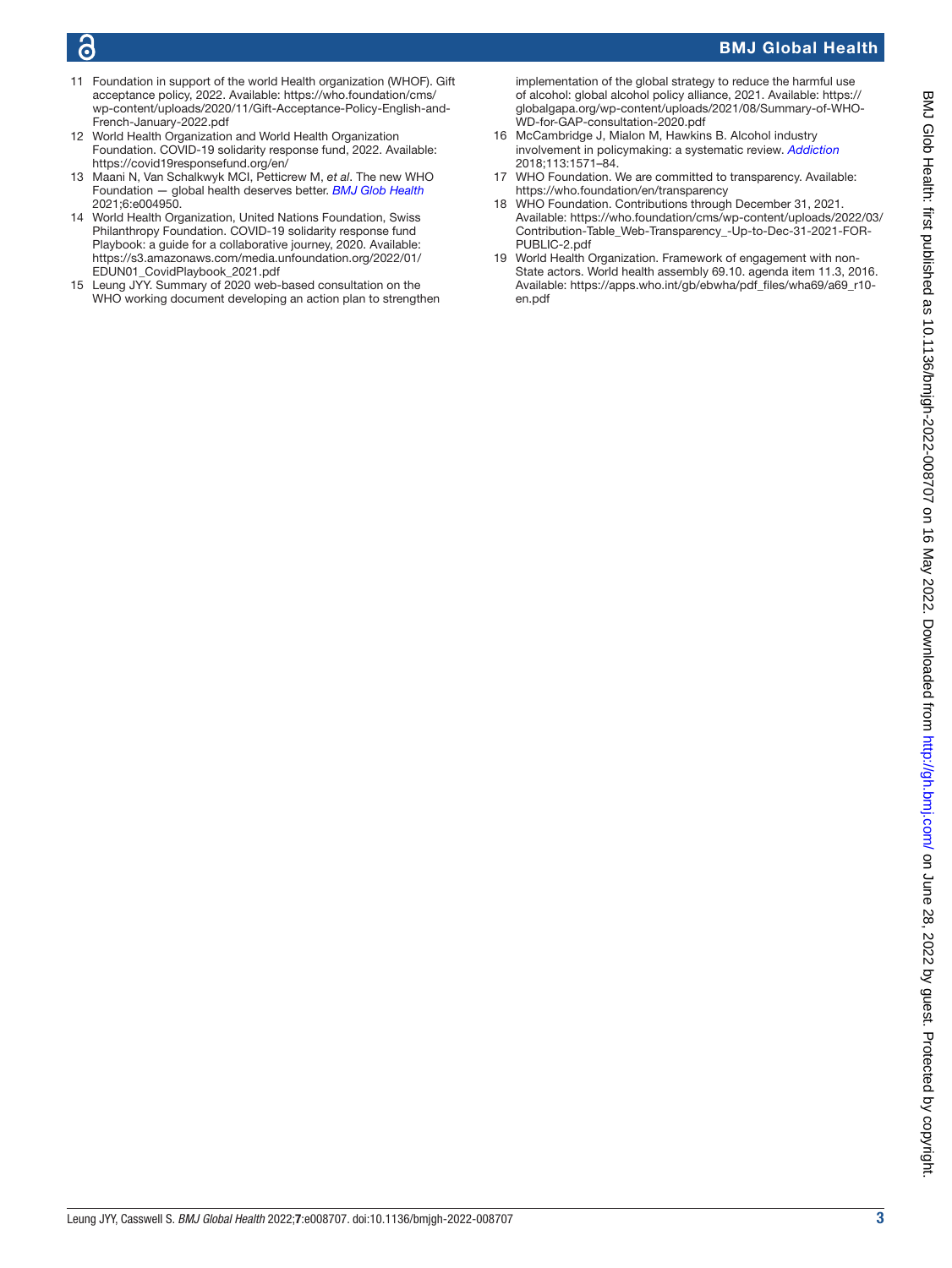11 Foundation in support of the world Health organization (WHOF). Gift acceptance policy, 2022. Available: https://who.foundation/cms/wp-content/uploads/2020/11/Gift-Acceptance-Policy-English-and-French-January-2022.pdf
12 World Health Organization and World Health Organization Foundation. COVID-19 solidarity response fund, 2022. Available: https://covid19responsefund.org/en/
13 Maani N, Van Schalkwyk MCI, Petticrew M, *et al*. The new WHO Foundation — global health deserves better. *BMJ Glob Health* 2021;6:e004950.
14 World Health Organization, United Nations Foundation, Swiss Philanthropy Foundation. COVID-19 solidarity response fund Playbook: a guide for a collaborative journey, 2020. Available: https://s3.amazonaws.com/media.unfoundation.org/2022/01/EDUN01_CovidPlaybook_2021.pdf
15 Leung JYY. Summary of 2020 web-based consultation on the WHO working document developing an action plan to strengthen implementation of the global strategy to reduce the harmful use of alcohol: global alcohol policy alliance, 2021. Available: https://globalgapa.org/wp-content/uploads/2021/08/Summary-of-WHO-WD-for-GAP-consultation-2020.pdf
16 McCambridge J, Mialon M, Hawkins B. Alcohol industry involvement in policymaking: a systematic review. *Addiction* 2018;113:1571–84.
17 WHO Foundation. We are committed to transparency. Available: https://who.foundation/en/transparency
18 WHO Foundation. Contributions through December 31, 2021. Available: https://who.foundation/cms/wp-content/uploads/2022/03/Contribution-Table_Web-Transparency_-Up-to-Dec-31-2021-FOR-PUBLIC-2.pdf
19 World Health Organization. Framework of engagement with non-State actors. World health assembly 69.10. agenda item 11.3, 2016. Available: https://apps.who.int/gb/ebwha/pdf_files/wha69/a69_r10-en.pdf